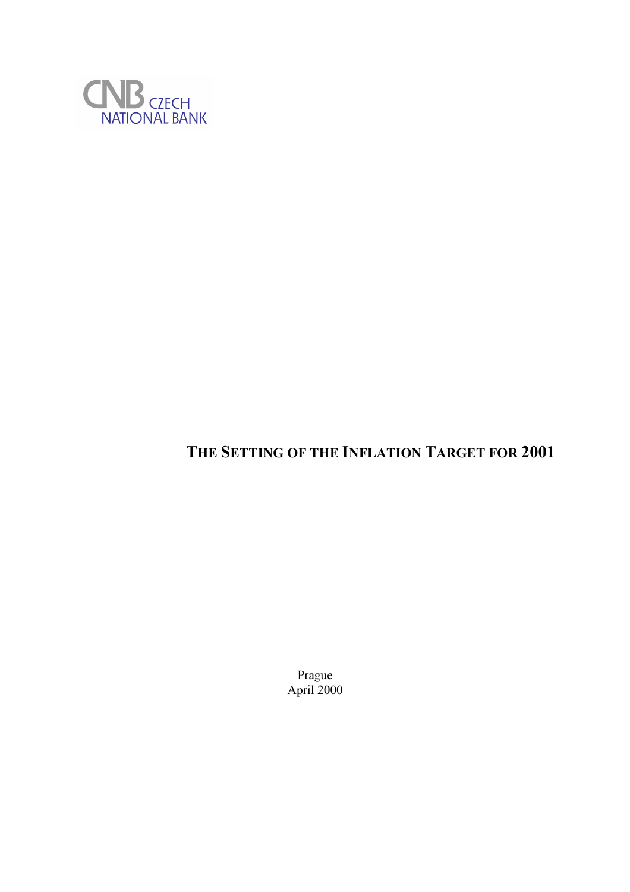CNB CZECH NATIONAL BANK

# THE SETTING OF THE INFLATION TARGET FOR 2001

Prague
April 2000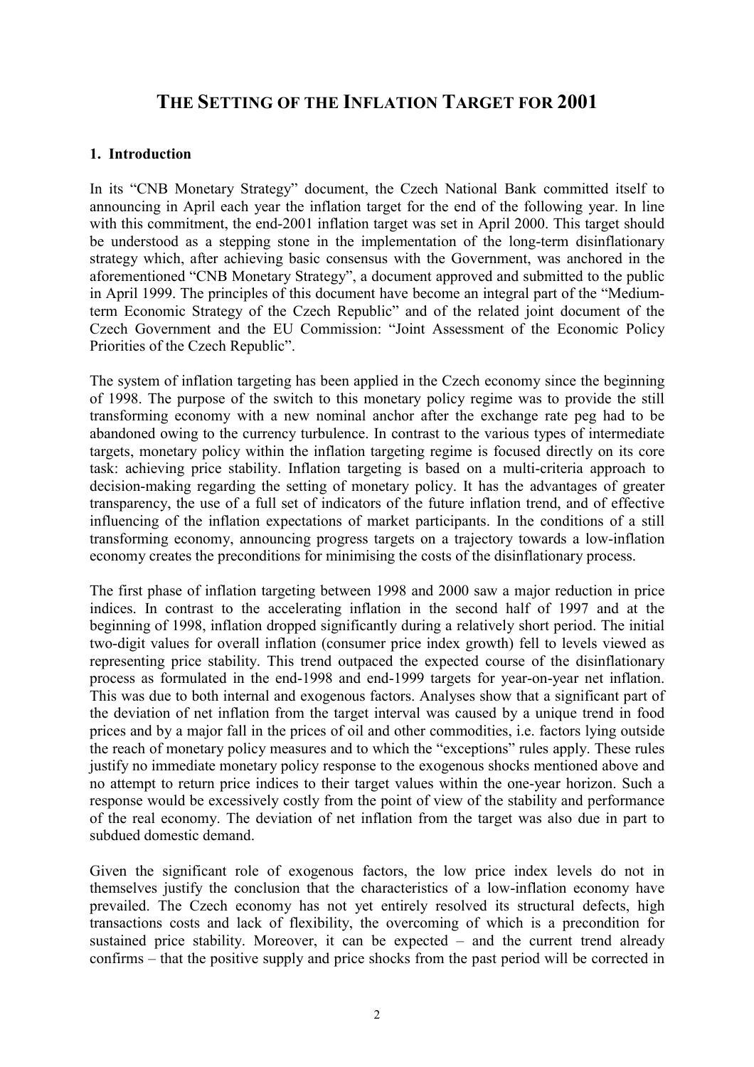# THE SETTING OF THE INFLATION TARGET FOR 2001

## 1. Introduction

In its "CNB Monetary Strategy" document, the Czech National Bank committed itself to announcing in April each year the inflation target for the end of the following year. In line with this commitment, the end-2001 inflation target was set in April 2000. This target should be understood as a stepping stone in the implementation of the long-term disinflationary strategy which, after achieving basic consensus with the Government, was anchored in the aforementioned "CNB Monetary Strategy", a document approved and submitted to the public in April 1999. The principles of this document have become an integral part of the "Medium-term Economic Strategy of the Czech Republic" and of the related joint document of the Czech Government and the EU Commission: "Joint Assessment of the Economic Policy Priorities of the Czech Republic".

The system of inflation targeting has been applied in the Czech economy since the beginning of 1998. The purpose of the switch to this monetary policy regime was to provide the still transforming economy with a new nominal anchor after the exchange rate peg had to be abandoned owing to the currency turbulence. In contrast to the various types of intermediate targets, monetary policy within the inflation targeting regime is focused directly on its core task: achieving price stability. Inflation targeting is based on a multi-criteria approach to decision-making regarding the setting of monetary policy. It has the advantages of greater transparency, the use of a full set of indicators of the future inflation trend, and of effective influencing of the inflation expectations of market participants. In the conditions of a still transforming economy, announcing progress targets on a trajectory towards a low-inflation economy creates the preconditions for minimising the costs of the disinflationary process.

The first phase of inflation targeting between 1998 and 2000 saw a major reduction in price indices. In contrast to the accelerating inflation in the second half of 1997 and at the beginning of 1998, inflation dropped significantly during a relatively short period. The initial two-digit values for overall inflation (consumer price index growth) fell to levels viewed as representing price stability. This trend outpaced the expected course of the disinflationary process as formulated in the end-1998 and end-1999 targets for year-on-year net inflation. This was due to both internal and exogenous factors. Analyses show that a significant part of the deviation of net inflation from the target interval was caused by a unique trend in food prices and by a major fall in the prices of oil and other commodities, i.e. factors lying outside the reach of monetary policy measures and to which the "exceptions" rules apply. These rules justify no immediate monetary policy response to the exogenous shocks mentioned above and no attempt to return price indices to their target values within the one-year horizon. Such a response would be excessively costly from the point of view of the stability and performance of the real economy. The deviation of net inflation from the target was also due in part to subdued domestic demand.

Given the significant role of exogenous factors, the low price index levels do not in themselves justify the conclusion that the characteristics of a low-inflation economy have prevailed. The Czech economy has not yet entirely resolved its structural defects, high transactions costs and lack of flexibility, the overcoming of which is a precondition for sustained price stability. Moreover, it can be expected – and the current trend already confirms – that the positive supply and price shocks from the past period will be corrected in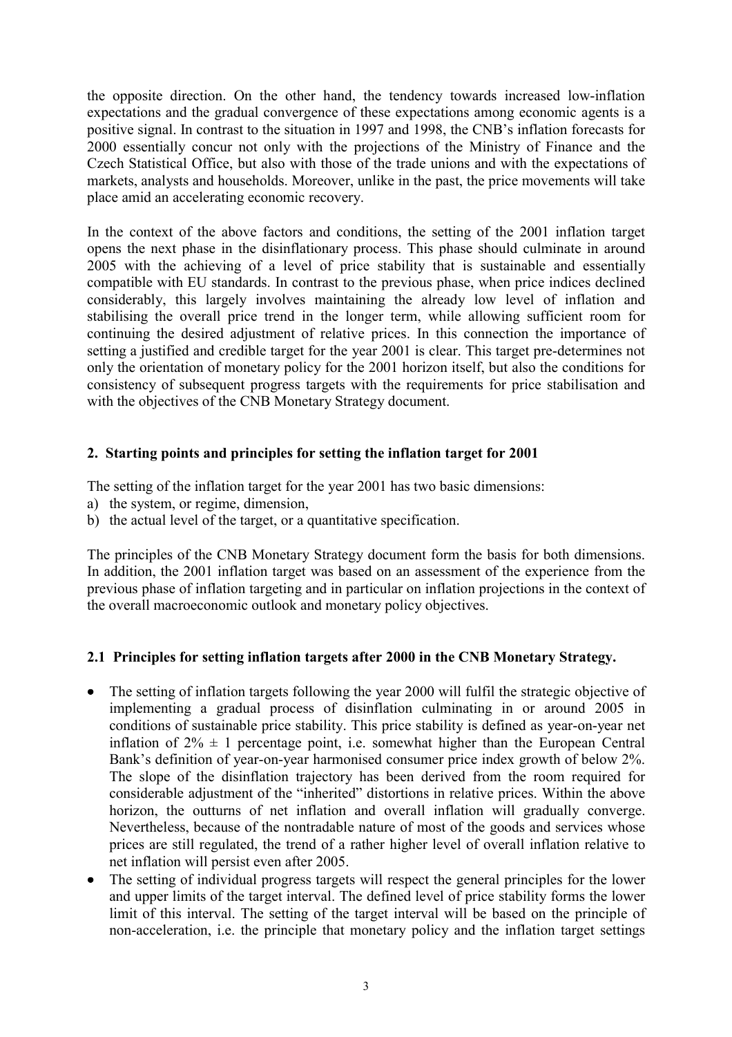the opposite direction. On the other hand, the tendency towards increased low-inflation expectations and the gradual convergence of these expectations among economic agents is a positive signal. In contrast to the situation in 1997 and 1998, the CNB's inflation forecasts for 2000 essentially concur not only with the projections of the Ministry of Finance and the Czech Statistical Office, but also with those of the trade unions and with the expectations of markets, analysts and households. Moreover, unlike in the past, the price movements will take place amid an accelerating economic recovery.

In the context of the above factors and conditions, the setting of the 2001 inflation target opens the next phase in the disinflationary process. This phase should culminate in around 2005 with the achieving of a level of price stability that is sustainable and essentially compatible with EU standards. In contrast to the previous phase, when price indices declined considerably, this largely involves maintaining the already low level of inflation and stabilising the overall price trend in the longer term, while allowing sufficient room for continuing the desired adjustment of relative prices. In this connection the importance of setting a justified and credible target for the year 2001 is clear. This target pre-determines not only the orientation of monetary policy for the 2001 horizon itself, but also the conditions for consistency of subsequent progress targets with the requirements for price stabilisation and with the objectives of the CNB Monetary Strategy document.

## 2. Starting points and principles for setting the inflation target for 2001

The setting of the inflation target for the year 2001 has two basic dimensions:

a) the system, or regime, dimension,
b) the actual level of the target, or a quantitative specification.

The principles of the CNB Monetary Strategy document form the basis for both dimensions. In addition, the 2001 inflation target was based on an assessment of the experience from the previous phase of inflation targeting and in particular on inflation projections in the context of the overall macroeconomic outlook and monetary policy objectives.

### 2.1 Principles for setting inflation targets after 2000 in the CNB Monetary Strategy.

- The setting of inflation targets following the year 2000 will fulfil the strategic objective of implementing a gradual process of disinflation culminating in or around 2005 in conditions of sustainable price stability. This price stability is defined as year-on-year net inflation of 2% ± 1 percentage point, i.e. somewhat higher than the European Central Bank's definition of year-on-year harmonised consumer price index growth of below 2%. The slope of the disinflation trajectory has been derived from the room required for considerable adjustment of the "inherited" distortions in relative prices. Within the above horizon, the outturns of net inflation and overall inflation will gradually converge. Nevertheless, because of the nontradable nature of most of the goods and services whose prices are still regulated, the trend of a rather higher level of overall inflation relative to net inflation will persist even after 2005.
- The setting of individual progress targets will respect the general principles for the lower and upper limits of the target interval. The defined level of price stability forms the lower limit of this interval. The setting of the target interval will be based on the principle of non-acceleration, i.e. the principle that monetary policy and the inflation target settings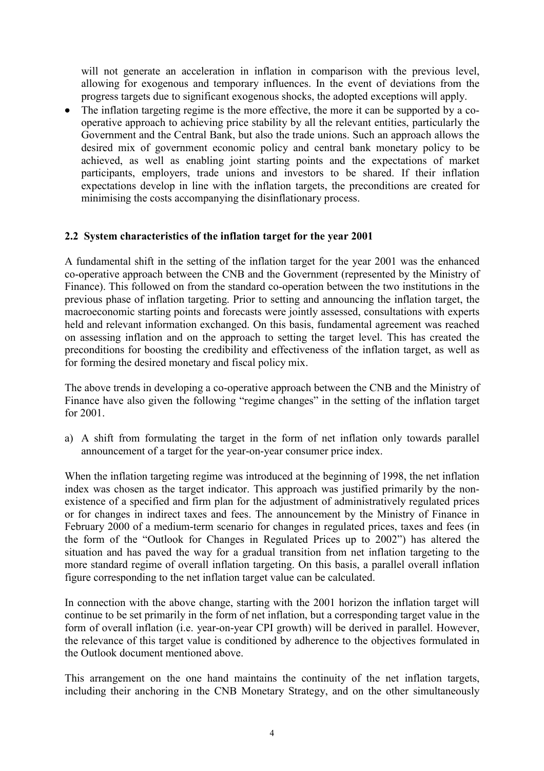will not generate an acceleration in inflation in comparison with the previous level, allowing for exogenous and temporary influences. In the event of deviations from the progress targets due to significant exogenous shocks, the adopted exceptions will apply.

- The inflation targeting regime is the more effective, the more it can be supported by a co-operative approach to achieving price stability by all the relevant entities, particularly the Government and the Central Bank, but also the trade unions. Such an approach allows the desired mix of government economic policy and central bank monetary policy to be achieved, as well as enabling joint starting points and the expectations of market participants, employers, trade unions and investors to be shared. If their inflation expectations develop in line with the inflation targets, the preconditions are created for minimising the costs accompanying the disinflationary process.

## 2.2 System characteristics of the inflation target for the year 2001

A fundamental shift in the setting of the inflation target for the year 2001 was the enhanced co-operative approach between the CNB and the Government (represented by the Ministry of Finance). This followed on from the standard co-operation between the two institutions in the previous phase of inflation targeting. Prior to setting and announcing the inflation target, the macroeconomic starting points and forecasts were jointly assessed, consultations with experts held and relevant information exchanged. On this basis, fundamental agreement was reached on assessing inflation and on the approach to setting the target level. This has created the preconditions for boosting the credibility and effectiveness of the inflation target, as well as for forming the desired monetary and fiscal policy mix.

The above trends in developing a co-operative approach between the CNB and the Ministry of Finance have also given the following "regime changes" in the setting of the inflation target for 2001.

a) A shift from formulating the target in the form of net inflation only towards parallel announcement of a target for the year-on-year consumer price index.

When the inflation targeting regime was introduced at the beginning of 1998, the net inflation index was chosen as the target indicator. This approach was justified primarily by the non-existence of a specified and firm plan for the adjustment of administratively regulated prices or for changes in indirect taxes and fees. The announcement by the Ministry of Finance in February 2000 of a medium-term scenario for changes in regulated prices, taxes and fees (in the form of the "Outlook for Changes in Regulated Prices up to 2002") has altered the situation and has paved the way for a gradual transition from net inflation targeting to the more standard regime of overall inflation targeting. On this basis, a parallel overall inflation figure corresponding to the net inflation target value can be calculated.

In connection with the above change, starting with the 2001 horizon the inflation target will continue to be set primarily in the form of net inflation, but a corresponding target value in the form of overall inflation (i.e. year-on-year CPI growth) will be derived in parallel. However, the relevance of this target value is conditioned by adherence to the objectives formulated in the Outlook document mentioned above.

This arrangement on the one hand maintains the continuity of the net inflation targets, including their anchoring in the CNB Monetary Strategy, and on the other simultaneously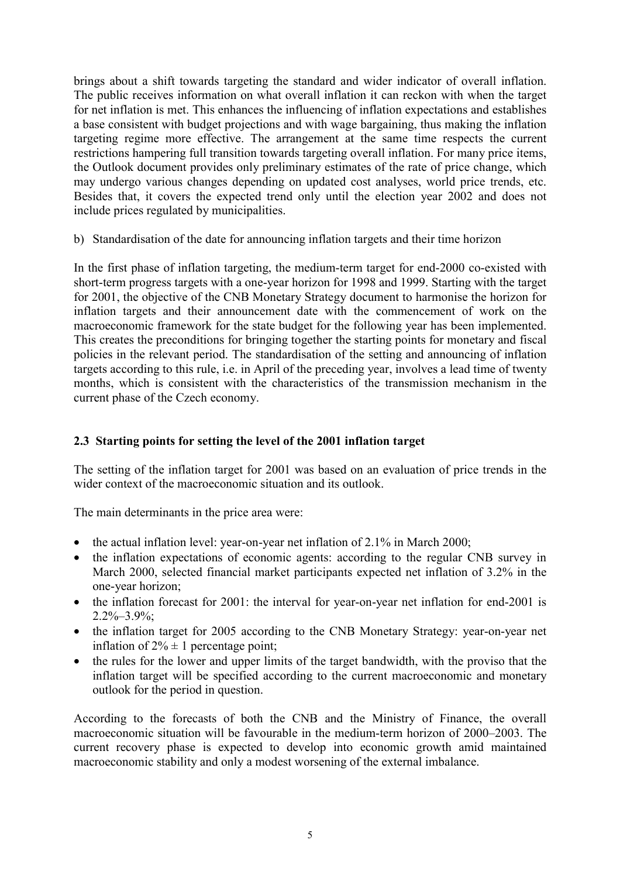brings about a shift towards targeting the standard and wider indicator of overall inflation. The public receives information on what overall inflation it can reckon with when the target for net inflation is met. This enhances the influencing of inflation expectations and establishes a base consistent with budget projections and with wage bargaining, thus making the inflation targeting regime more effective. The arrangement at the same time respects the current restrictions hampering full transition towards targeting overall inflation. For many price items, the Outlook document provides only preliminary estimates of the rate of price change, which may undergo various changes depending on updated cost analyses, world price trends, etc. Besides that, it covers the expected trend only until the election year 2002 and does not include prices regulated by municipalities.

b) Standardisation of the date for announcing inflation targets and their time horizon

In the first phase of inflation targeting, the medium-term target for end-2000 co-existed with short-term progress targets with a one-year horizon for 1998 and 1999. Starting with the target for 2001, the objective of the CNB Monetary Strategy document to harmonise the horizon for inflation targets and their announcement date with the commencement of work on the macroeconomic framework for the state budget for the following year has been implemented. This creates the preconditions for bringing together the starting points for monetary and fiscal policies in the relevant period. The standardisation of the setting and announcing of inflation targets according to this rule, i.e. in April of the preceding year, involves a lead time of twenty months, which is consistent with the characteristics of the transmission mechanism in the current phase of the Czech economy.

### 2.3 Starting points for setting the level of the 2001 inflation target

The setting of the inflation target for 2001 was based on an evaluation of price trends in the wider context of the macroeconomic situation and its outlook.

The main determinants in the price area were:

- the actual inflation level: year-on-year net inflation of 2.1% in March 2000;
- the inflation expectations of economic agents: according to the regular CNB survey in March 2000, selected financial market participants expected net inflation of 3.2% in the one-year horizon;
- the inflation forecast for 2001: the interval for year-on-year net inflation for end-2001 is 2.2%–3.9%;
- the inflation target for 2005 according to the CNB Monetary Strategy: year-on-year net inflation of $2\% \pm 1$ percentage point;
- the rules for the lower and upper limits of the target bandwidth, with the proviso that the inflation target will be specified according to the current macroeconomic and monetary outlook for the period in question.

According to the forecasts of both the CNB and the Ministry of Finance, the overall macroeconomic situation will be favourable in the medium-term horizon of 2000–2003. The current recovery phase is expected to develop into economic growth amid maintained macroeconomic stability and only a modest worsening of the external imbalance.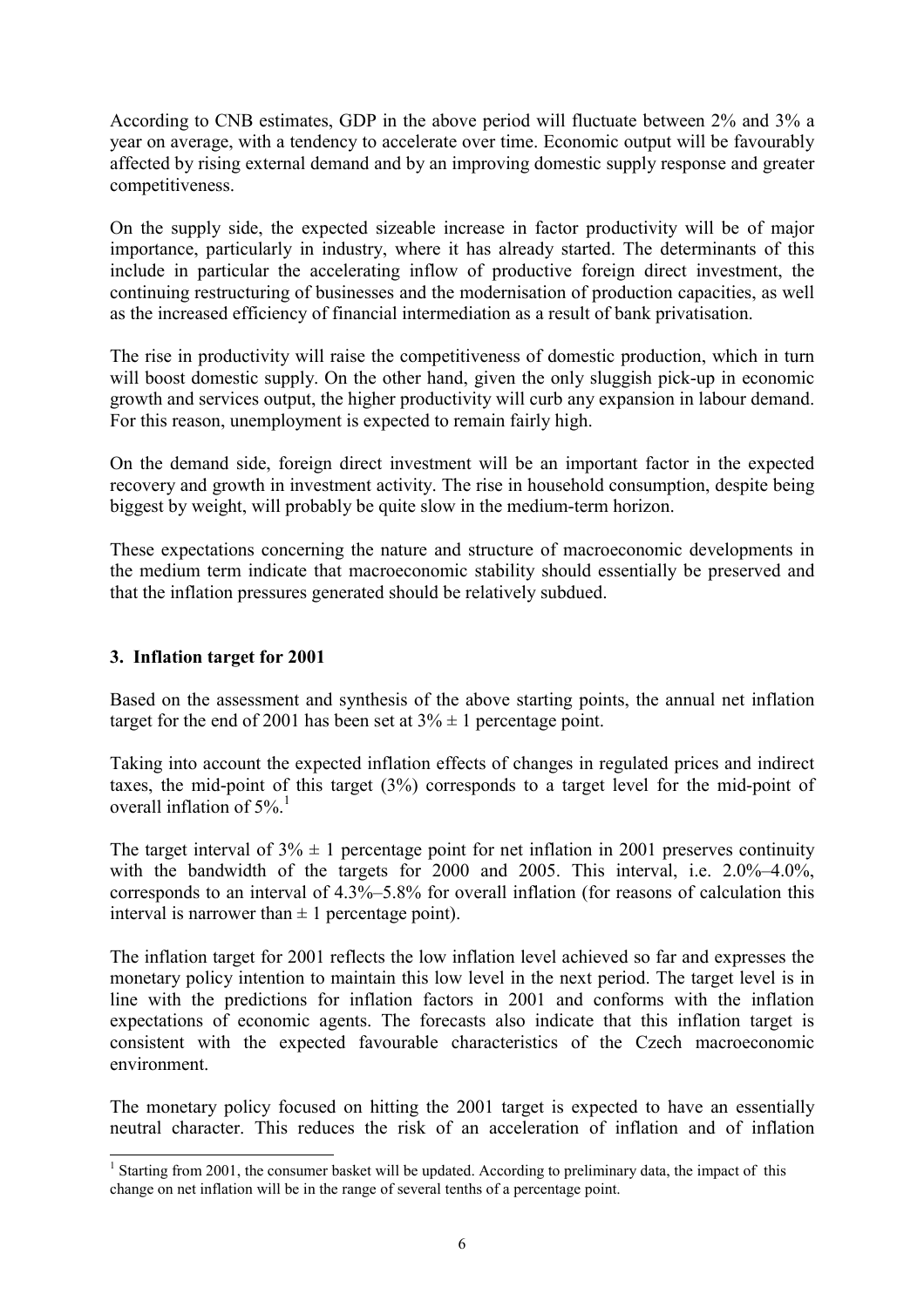According to CNB estimates, GDP in the above period will fluctuate between 2% and 3% a year on average, with a tendency to accelerate over time. Economic output will be favourably affected by rising external demand and by an improving domestic supply response and greater competitiveness.

On the supply side, the expected sizeable increase in factor productivity will be of major importance, particularly in industry, where it has already started. The determinants of this include in particular the accelerating inflow of productive foreign direct investment, the continuing restructuring of businesses and the modernisation of production capacities, as well as the increased efficiency of financial intermediation as a result of bank privatisation.

The rise in productivity will raise the competitiveness of domestic production, which in turn will boost domestic supply. On the other hand, given the only sluggish pick-up in economic growth and services output, the higher productivity will curb any expansion in labour demand. For this reason, unemployment is expected to remain fairly high.

On the demand side, foreign direct investment will be an important factor in the expected recovery and growth in investment activity. The rise in household consumption, despite being biggest by weight, will probably be quite slow in the medium-term horizon.

These expectations concerning the nature and structure of macroeconomic developments in the medium term indicate that macroeconomic stability should essentially be preserved and that the inflation pressures generated should be relatively subdued.

## 3. Inflation target for 2001

Based on the assessment and synthesis of the above starting points, the annual net inflation target for the end of 2001 has been set at 3% ± 1 percentage point.

Taking into account the expected inflation effects of changes in regulated prices and indirect taxes, the mid-point of this target (3%) corresponds to a target level for the mid-point of overall inflation of 5%.[1]

The target interval of 3% ± 1 percentage point for net inflation in 2001 preserves continuity with the bandwidth of the targets for 2000 and 2005. This interval, i.e. 2.0%–4.0%, corresponds to an interval of 4.3%–5.8% for overall inflation (for reasons of calculation this interval is narrower than ± 1 percentage point).

The inflation target for 2001 reflects the low inflation level achieved so far and expresses the monetary policy intention to maintain this low level in the next period. The target level is in line with the predictions for inflation factors in 2001 and conforms with the inflation expectations of economic agents. The forecasts also indicate that this inflation target is consistent with the expected favourable characteristics of the Czech macroeconomic environment.

The monetary policy focused on hitting the 2001 target is expected to have an essentially neutral character. This reduces the risk of an acceleration of inflation and of inflation

[1] Starting from 2001, the consumer basket will be updated. According to preliminary data, the impact of this change on net inflation will be in the range of several tenths of a percentage point.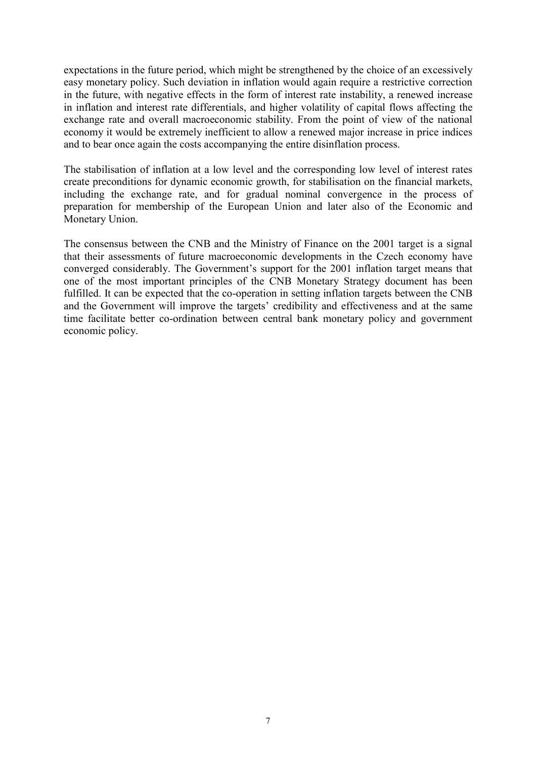expectations in the future period, which might be strengthened by the choice of an excessively easy monetary policy. Such deviation in inflation would again require a restrictive correction in the future, with negative effects in the form of interest rate instability, a renewed increase in inflation and interest rate differentials, and higher volatility of capital flows affecting the exchange rate and overall macroeconomic stability. From the point of view of the national economy it would be extremely inefficient to allow a renewed major increase in price indices and to bear once again the costs accompanying the entire disinflation process.

The stabilisation of inflation at a low level and the corresponding low level of interest rates create preconditions for dynamic economic growth, for stabilisation on the financial markets, including the exchange rate, and for gradual nominal convergence in the process of preparation for membership of the European Union and later also of the Economic and Monetary Union.

The consensus between the CNB and the Ministry of Finance on the 2001 target is a signal that their assessments of future macroeconomic developments in the Czech economy have converged considerably. The Government's support for the 2001 inflation target means that one of the most important principles of the CNB Monetary Strategy document has been fulfilled. It can be expected that the co-operation in setting inflation targets between the CNB and the Government will improve the targets' credibility and effectiveness and at the same time facilitate better co-ordination between central bank monetary policy and government economic policy.